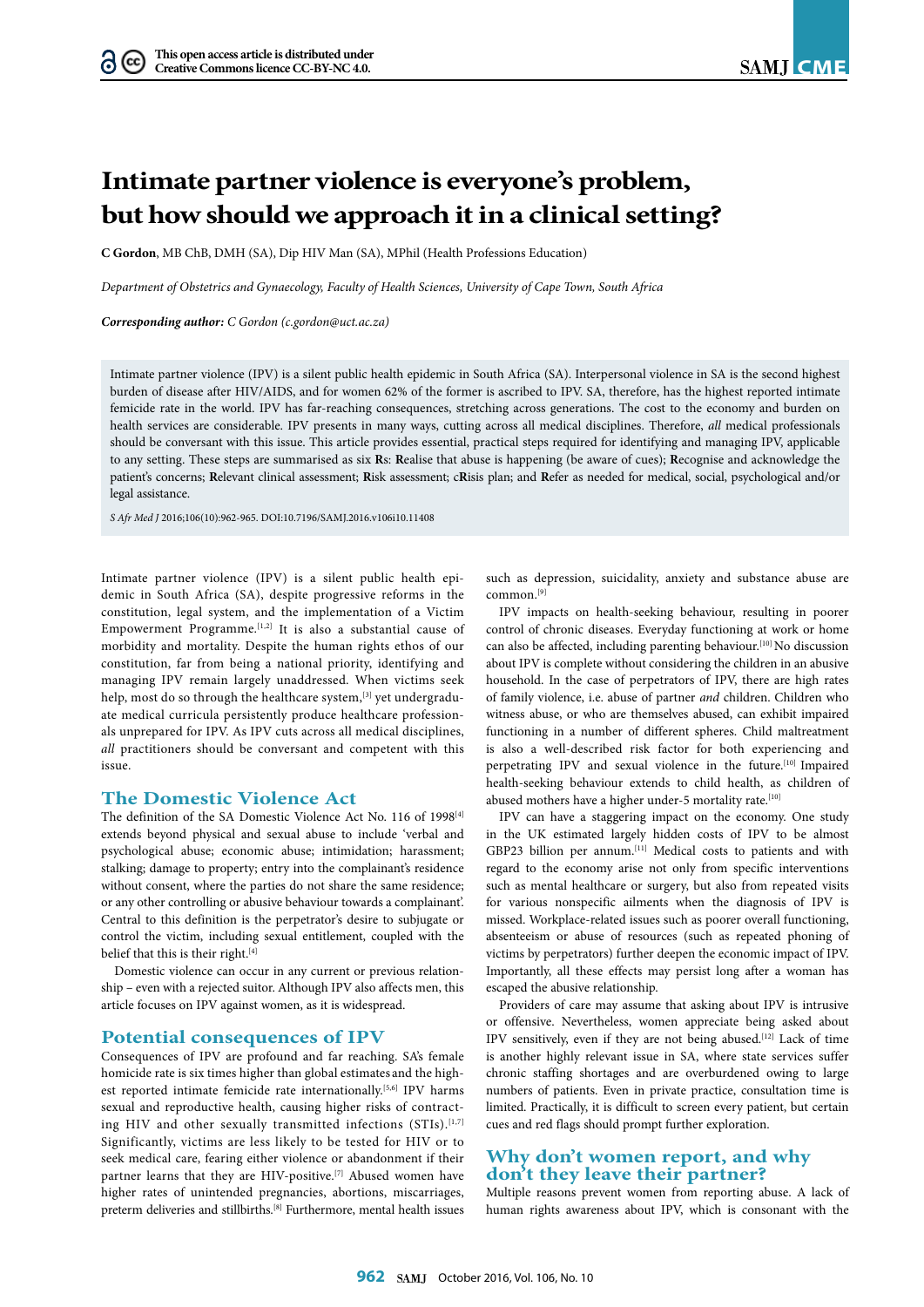This open access article is distributed under Creative Commons licence CC-BY-NC 4.0.

# Intimate partner violence is everyone's problem, but how should we approach it in a clinical setting?

**C Gordon**, MB ChB, DMH (SA), Dip HIV Man (SA), MPhil (Health Professions Education)

*Department of Obstetrics and Gynaecology, Faculty of Health Sciences, University of Cape Town, South Africa*

***Corresponding author:** C Gordon (c.gordon@uct.ac.za)*

Intimate partner violence (IPV) is a silent public health epidemic in South Africa (SA). Interpersonal violence in SA is the second highest burden of disease after HIV/AIDS, and for women 62% of the former is ascribed to IPV. SA, therefore, has the highest reported intimate femicide rate in the world. IPV has far-reaching consequences, stretching across generations. The cost to the economy and burden on health services are considerable. IPV presents in many ways, cutting across all medical disciplines. Therefore, *all* medical professionals should be conversant with this issue. This article provides essential, practical steps required for identifying and managing IPV, applicable to any setting. These steps are summarised as six **R**s: **R**ealise that abuse is happening (be aware of cues); **R**ecognise and acknowledge the patient's concerns; **R**elevant clinical assessment; **R**isk assessment; c**R**isis plan; and **R**efer as needed for medical, social, psychological and/or legal assistance.

*S Afr Med J* 2016;106(10):962-965. DOI:10.7196/SAMJ.2016.v106i10.11408

Intimate partner violence (IPV) is a silent public health epidemic in South Africa (SA), despite progressive reforms in the constitution, legal system, and the implementation of a Victim Empowerment Programme.[1,2] It is also a substantial cause of morbidity and mortality. Despite the human rights ethos of our constitution, far from being a national priority, identifying and managing IPV remain largely unaddressed. When victims seek help, most do so through the healthcare system,[3] yet undergraduate medical curricula persistently produce healthcare professionals unprepared for IPV. As IPV cuts across all medical disciplines, *all* practitioners should be conversant and competent with this issue.

## The Domestic Violence Act

The definition of the SA Domestic Violence Act No. 116 of 1998[4] extends beyond physical and sexual abuse to include 'verbal and psychological abuse; economic abuse; intimidation; harassment; stalking; damage to property; entry into the complainant's residence without consent, where the parties do not share the same residence; or any other controlling or abusive behaviour towards a complainant'. Central to this definition is the perpetrator's desire to subjugate or control the victim, including sexual entitlement, coupled with the belief that this is their right.[4]

Domestic violence can occur in any current or previous relationship – even with a rejected suitor. Although IPV also affects men, this article focuses on IPV against women, as it is widespread.

## Potential consequences of IPV

Consequences of IPV are profound and far reaching. SA's female homicide rate is six times higher than global estimates and the highest reported intimate femicide rate internationally.[5,6] IPV harms sexual and reproductive health, causing higher risks of contracting HIV and other sexually transmitted infections (STIs).[1,7] Significantly, victims are less likely to be tested for HIV or to seek medical care, fearing either violence or abandonment if their partner learns that they are HIV-positive.[7] Abused women have higher rates of unintended pregnancies, abortions, miscarriages, preterm deliveries and stillbirths.[8] Furthermore, mental health issues such as depression, suicidality, anxiety and substance abuse are common.[9]

IPV impacts on health-seeking behaviour, resulting in poorer control of chronic diseases. Everyday functioning at work or home can also be affected, including parenting behaviour.[10] No discussion about IPV is complete without considering the children in an abusive household. In the case of perpetrators of IPV, there are high rates of family violence, i.e. abuse of partner *and* children. Children who witness abuse, or who are themselves abused, can exhibit impaired functioning in a number of different spheres. Child maltreatment is also a well-described risk factor for both experiencing and perpetrating IPV and sexual violence in the future.[10] Impaired health-seeking behaviour extends to child health, as children of abused mothers have a higher under-5 mortality rate.[10]

IPV can have a staggering impact on the economy. One study in the UK estimated largely hidden costs of IPV to be almost GBP23 billion per annum.[11] Medical costs to patients and with regard to the economy arise not only from specific interventions such as mental healthcare or surgery, but also from repeated visits for various nonspecific ailments when the diagnosis of IPV is missed. Workplace-related issues such as poorer overall functioning, absenteeism or abuse of resources (such as repeated phoning of victims by perpetrators) further deepen the economic impact of IPV. Importantly, all these effects may persist long after a woman has escaped the abusive relationship.

Providers of care may assume that asking about IPV is intrusive or offensive. Nevertheless, women appreciate being asked about IPV sensitively, even if they are not being abused.[12] Lack of time is another highly relevant issue in SA, where state services suffer chronic staffing shortages and are overburdened owing to large numbers of patients. Even in private practice, consultation time is limited. Practically, it is difficult to screen every patient, but certain cues and red flags should prompt further exploration.

## Why don't women report, and why don't they leave their partner?

Multiple reasons prevent women from reporting abuse. A lack of human rights awareness about IPV, which is consonant with the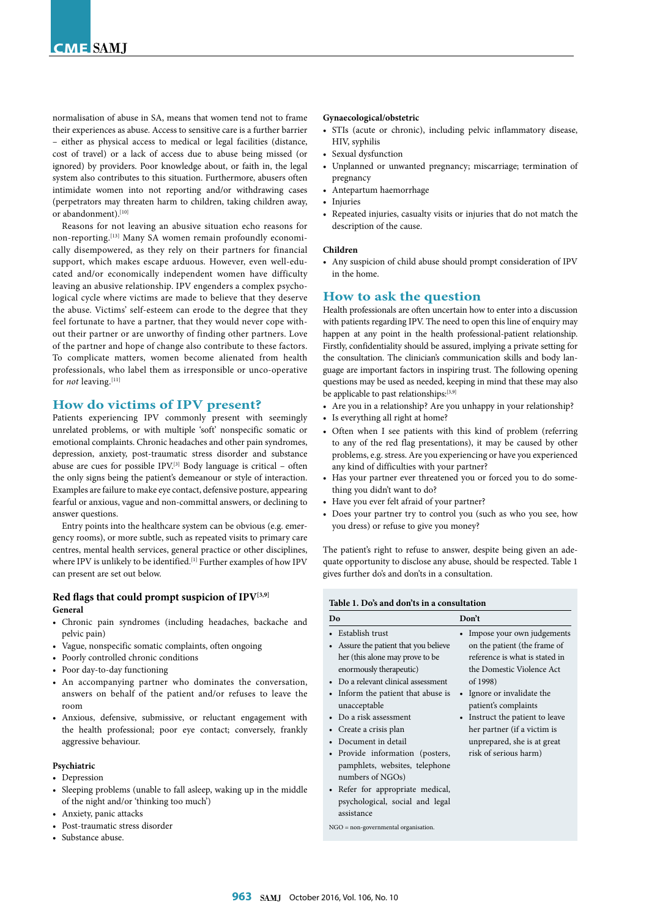normalisation of abuse in SA, means that women tend not to frame their experiences as abuse. Access to sensitive care is a further barrier – either as physical access to medical or legal facilities (distance, cost of travel) or a lack of access due to abuse being missed (or ignored) by providers. Poor knowledge about, or faith in, the legal system also contributes to this situation. Furthermore, abusers often intimidate women into not reporting and/or withdrawing cases (perpetrators may threaten harm to children, taking children away, or abandonment).[10]

Reasons for not leaving an abusive situation echo reasons for non-reporting.[13] Many SA women remain profoundly economically disempowered, as they rely on their partners for financial support, which makes escape arduous. However, even well-educated and/or economically independent women have difficulty leaving an abusive relationship. IPV engenders a complex psychological cycle where victims are made to believe that they deserve the abuse. Victims' self-esteem can erode to the degree that they feel fortunate to have a partner, that they would never cope without their partner or are unworthy of finding other partners. Love of the partner and hope of change also contribute to these factors. To complicate matters, women become alienated from health professionals, who label them as irresponsible or unco-operative for *not* leaving.[11]

## How do victims of IPV present?

Patients experiencing IPV commonly present with seemingly unrelated problems, or with multiple 'soft' nonspecific somatic or emotional complaints. Chronic headaches and other pain syndromes, depression, anxiety, post-traumatic stress disorder and substance abuse are cues for possible IPV.[3] Body language is critical – often the only signs being the patient's demeanour or style of interaction. Examples are failure to make eye contact, defensive posture, appearing fearful or anxious, vague and non-committal answers, or declining to answer questions.

Entry points into the healthcare system can be obvious (e.g. emergency rooms), or more subtle, such as repeated visits to primary care centres, mental health services, general practice or other disciplines, where IPV is unlikely to be identified.[1] Further examples of how IPV can present are set out below.

### Red flags that could prompt suspicion of IPV[3,9]

**General**

- Chronic pain syndromes (including headaches, backache and pelvic pain)
- Vague, nonspecific somatic complaints, often ongoing
- Poorly controlled chronic conditions
- Poor day-to-day functioning
- An accompanying partner who dominates the conversation, answers on behalf of the patient and/or refuses to leave the room
- Anxious, defensive, submissive, or reluctant engagement with the health professional; poor eye contact; conversely, frankly aggressive behaviour.

**Psychiatric**

- Depression
- Sleeping problems (unable to fall asleep, waking up in the middle of the night and/or 'thinking too much')
- Anxiety, panic attacks
- Post-traumatic stress disorder
- Substance abuse.

**Gynaecological/obstetric**

- STIs (acute or chronic), including pelvic inflammatory disease, HIV, syphilis
- Sexual dysfunction
- Unplanned or unwanted pregnancy; miscarriage; termination of pregnancy
- Antepartum haemorrhage
- Injuries
- Repeated injuries, casualty visits or injuries that do not match the description of the cause.

**Children**

- Any suspicion of child abuse should prompt consideration of IPV in the home.

## How to ask the question

Health professionals are often uncertain how to enter into a discussion with patients regarding IPV. The need to open this line of enquiry may happen at any point in the health professional-patient relationship. Firstly, confidentiality should be assured, implying a private setting for the consultation. The clinician's communication skills and body language are important factors in inspiring trust. The following opening questions may be used as needed, keeping in mind that these may also be applicable to past relationships:[3,9]

- Are you in a relationship? Are you unhappy in your relationship?
- Is everything all right at home?
- Often when I see patients with this kind of problem (referring to any of the red flag presentations), it may be caused by other problems, e.g. stress. Are you experiencing or have you experienced any kind of difficulties with your partner?
- Has your partner ever threatened you or forced you to do something you didn't want to do?
- Have you ever felt afraid of your partner?
- Does your partner try to control you (such as who you see, how you dress) or refuse to give you money?

The patient's right to refuse to answer, despite being given an adequate opportunity to disclose any abuse, should be respected. Table 1 gives further do's and don'ts in a consultation.

**Table 1. Do's and don'ts in a consultation**

| Do | Don't |
|---|---|
| • Establish trust<br>• Assure the patient that you believe her (this alone may prove to be enormously therapeutic)<br>• Do a relevant clinical assessment<br>• Inform the patient that abuse is unacceptable<br>• Do a risk assessment<br>• Create a crisis plan<br>• Document in detail<br>• Provide information (posters, pamphlets, websites, telephone numbers of NGOs)<br>• Refer for appropriate medical, psychological, social and legal assistance | • Impose your own judgements on the patient (the frame of reference is what is stated in the Domestic Violence Act of 1998)<br>• Ignore or invalidate the patient's complaints<br>• Instruct the patient to leave her partner (if a victim is unprepared, she is at great risk of serious harm) |

NGO = non-governmental organisation.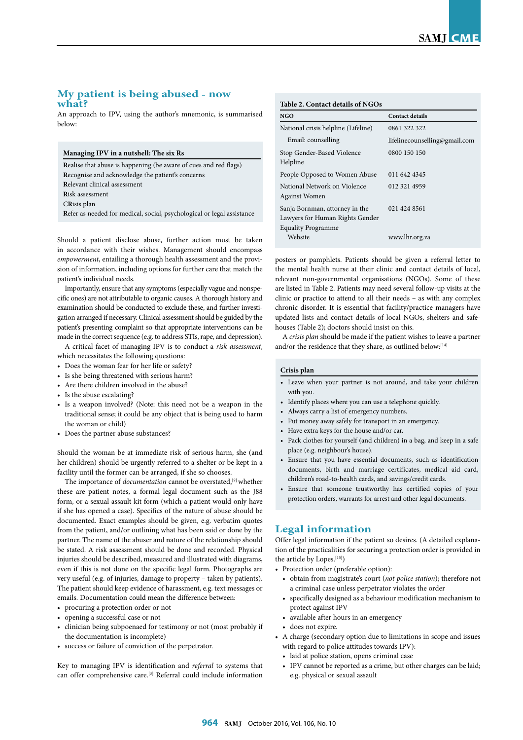## My patient is being abused – now what?

An approach to IPV, using the author's mnemonic, is summarised below:

**Managing IPV in a nutshell: The six Rs**

**R**ealise that abuse is happening (be aware of cues and red flags)
**R**ecognise and acknowledge the patient's concerns
**R**elevant clinical assessment
**R**isk assessment
C**R**isis plan
**R**efer as needed for medical, social, psychological or legal assistance

Should a patient disclose abuse, further action must be taken in accordance with their wishes. Management should encompass *empowerment*, entailing a thorough health assessment and the provision of information, including options for further care that match the patient's individual needs.

Importantly, ensure that any symptoms (especially vague and nonspecific ones) are not attributable to organic causes. A thorough history and examination should be conducted to exclude these, and further investigation arranged if necessary. Clinical assessment should be guided by the patient's presenting complaint so that appropriate interventions can be made in the correct sequence (e.g. to address STIs, rape, and depression).

A critical facet of managing IPV is to conduct a *risk assessment*, which necessitates the following questions:

- Does the woman fear for her life or safety?
- Is she being threatened with serious harm?
- Are there children involved in the abuse?
- Is the abuse escalating?
- Is a weapon involved? (Note: this need not be a weapon in the traditional sense; it could be any object that is being used to harm the woman or child)
- Does the partner abuse substances?

Should the woman be at immediate risk of serious harm, she (and her children) should be urgently referred to a shelter or be kept in a facility until the former can be arranged, if she so chooses.

The importance of *documentation* cannot be overstated,[9] whether these are patient notes, a formal legal document such as the J88 form, or a sexual assault kit form (which a patient would only have if she has opened a case). Specifics of the nature of abuse should be documented. Exact examples should be given, e.g. verbatim quotes from the patient, and/or outlining what has been said or done by the partner. The name of the abuser and nature of the relationship should be stated. A risk assessment should be done and recorded. Physical injuries should be described, measured and illustrated with diagrams, even if this is not done on the specific legal form. Photographs are very useful (e.g. of injuries, damage to property – taken by patients). The patient should keep evidence of harassment, e.g. text messages or emails. Documentation could mean the difference between:

- procuring a protection order or not
- opening a successful case or not
- clinician being subpoenaed for testimony or not (most probably if the documentation is incomplete)
- success or failure of conviction of the perpetrator.

Key to managing IPV is identification and *referral* to systems that can offer comprehensive care.[3] Referral could include information posters or pamphlets. Patients should be given a referral letter to the mental health nurse at their clinic and contact details of local, relevant non-governmental organisations (NGOs). Some of these are listed in Table 2. Patients may need several follow-up visits at the clinic or practice to attend to all their needs – as with any complex chronic disorder. It is essential that facility/practice managers have updated lists and contact details of local NGOs, shelters and safe-houses (Table 2); doctors should insist on this.

**Table 2. Contact details of NGOs**

| NGO | Contact details |
|---|---|
| National crisis helpline (Lifeline) | 0861 322 322 |
| Email: counselling | lifelinecounselling@gmail.com |
| Stop Gender-Based Violence Helpline | 0800 150 150 |
| People Opposed to Women Abuse | 011 642 4345 |
| National Network on Violence Against Women | 012 321 4959 |
| Sanja Bornman, attorney in the Lawyers for Human Rights Gender Equality Programme | 021 424 8561 |
| Website | www.lhr.org.za |

A *crisis plan* should be made if the patient wishes to leave a partner and/or the residence that they share, as outlined below:[14]

**Crisis plan**

- Leave when your partner is not around, and take your children with you.
- Identify places where you can use a telephone quickly.
- Always carry a list of emergency numbers.
- Put money away safely for transport in an emergency.
- Have extra keys for the house and/or car.
- Pack clothes for yourself (and children) in a bag, and keep in a safe place (e.g. neighbour's house).
- Ensure that you have essential documents, such as identification documents, birth and marriage certificates, medical aid card, children's road-to-health cards, and savings/credit cards.
- Ensure that someone trustworthy has certified copies of your protection orders, warrants for arrest and other legal documents.

## Legal information

Offer legal information if the patient so desires. (A detailed explanation of the practicalities for securing a protection order is provided in the article by Lopes.[15])

- Protection order (preferable option):
  - obtain from magistrate's court (*not police station*); therefore not a criminal case unless perpetrator violates the order
  - specifically designed as a behaviour modification mechanism to protect against IPV
  - available after hours in an emergency
  - does not expire.
- A charge (secondary option due to limitations in scope and issues with regard to police attitudes towards IPV):
  - laid at police station, opens criminal case
  - IPV cannot be reported as a crime, but other charges can be laid; e.g. physical or sexual assault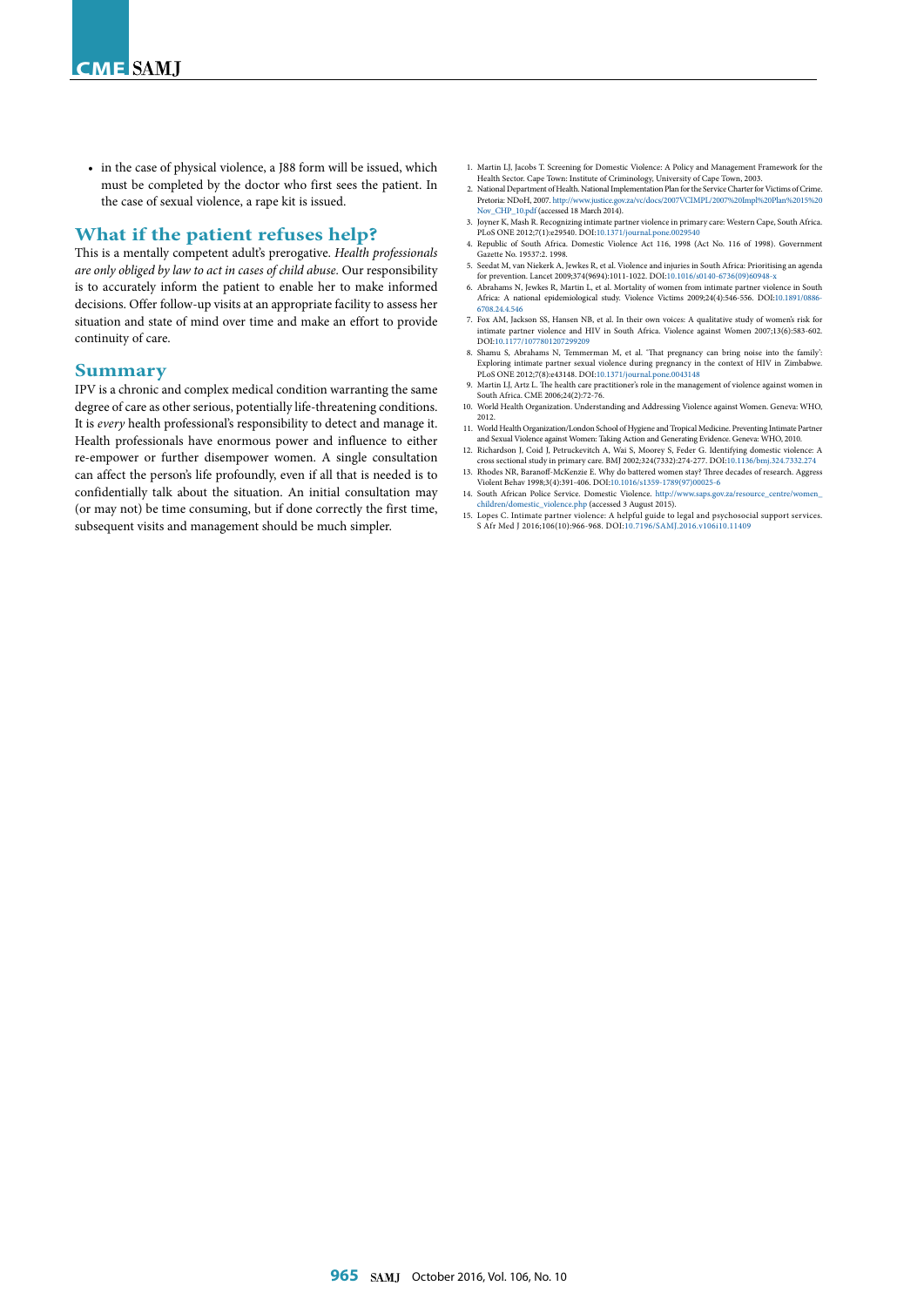- in the case of physical violence, a J88 form will be issued, which must be completed by the doctor who first sees the patient. In the case of sexual violence, a rape kit is issued.

## What if the patient refuses help?

This is a mentally competent adult's prerogative. *Health professionals are only obliged by law to act in cases of child abuse.* Our responsibility is to accurately inform the patient to enable her to make informed decisions. Offer follow-up visits at an appropriate facility to assess her situation and state of mind over time and make an effort to provide continuity of care.

## Summary

IPV is a chronic and complex medical condition warranting the same degree of care as other serious, potentially life-threatening conditions. It is *every* health professional's responsibility to detect and manage it. Health professionals have enormous power and influence to either re-empower or further disempower women. A single consultation can affect the person's life profoundly, even if all that is needed is to confidentially talk about the situation. An initial consultation may (or may not) be time consuming, but if done correctly the first time, subsequent visits and management should be much simpler.

1. Martin LJ, Jacobs T. Screening for Domestic Violence: A Policy and Management Framework for the Health Sector. Cape Town: Institute of Criminology, University of Cape Town, 2003.
2. National Department of Health. National Implementation Plan for the Service Charter for Victims of Crime. Pretoria: NDoH, 2007. http://www.justice.gov.za/vc/docs/2007VCIMPL/2007%20Impl%20Plan%2015%20Nov_CHP_10.pdf (accessed 18 March 2014).
3. Joyner K, Mash R. Recognizing intimate partner violence in primary care: Western Cape, South Africa. PLoS ONE 2012;7(1):e29540. DOI:10.1371/journal.pone.0029540
4. Republic of South Africa. Domestic Violence Act 116, 1998 (Act No. 116 of 1998). Government Gazette No. 19537:2. 1998.
5. Seedat M, van Niekerk A, Jewkes R, et al. Violence and injuries in South Africa: Prioritising an agenda for prevention. Lancet 2009;374(9694):1011-1022. DOI:10.1016/s0140-6736(09)60948-x
6. Abrahams N, Jewkes R, Martin L, et al. Mortality of women from intimate partner violence in South Africa: A national epidemiological study. Violence Victims 2009;24(4):546-556. DOI:10.1891/0886-6708.24.4.546
7. Fox AM, Jackson SS, Hansen NB, et al. In their own voices: A qualitative study of women's risk for intimate partner violence and HIV in South Africa. Violence against Women 2007;13(6):583-602. DOI:10.1177/1077801207299209
8. Shamu S, Abrahams N, Temmerman M, et al. 'That pregnancy can bring noise into the family': Exploring intimate partner sexual violence during pregnancy in the context of HIV in Zimbabwe. PLoS ONE 2012;7(8):e43148. DOI:10.1371/journal.pone.0043148
9. Martin LJ, Artz L. The health care practitioner's role in the management of violence against women in South Africa. CME 2006;24(2):72-76.
10. World Health Organization. Understanding and Addressing Violence against Women. Geneva: WHO, 2012.
11. World Health Organization/London School of Hygiene and Tropical Medicine. Preventing Intimate Partner and Sexual Violence against Women: Taking Action and Generating Evidence. Geneva: WHO, 2010.
12. Richardson J, Coid J, Petruckevitch A, Wai S, Moorey S, Feder G. Identifying domestic violence: A cross sectional study in primary care. BMJ 2002;324(7332):274-277. DOI:10.1136/bmj.324.7332.274
13. Rhodes NR, Baranoff-McKenzie E. Why do battered women stay? Three decades of research. Aggress Violent Behav 1998;3(4):391-406. DOI:10.1016/s1359-1789(97)00025-6
14. South African Police Service. Domestic Violence. http://www.saps.gov.za/resource_centre/women_children/domestic_violence.php (accessed 3 August 2015).
15. Lopes C. Intimate partner violence: A helpful guide to legal and psychosocial support services. S Afr Med J 2016;106(10):966-968. DOI:10.7196/SAMJ.2016.v106i10.11409